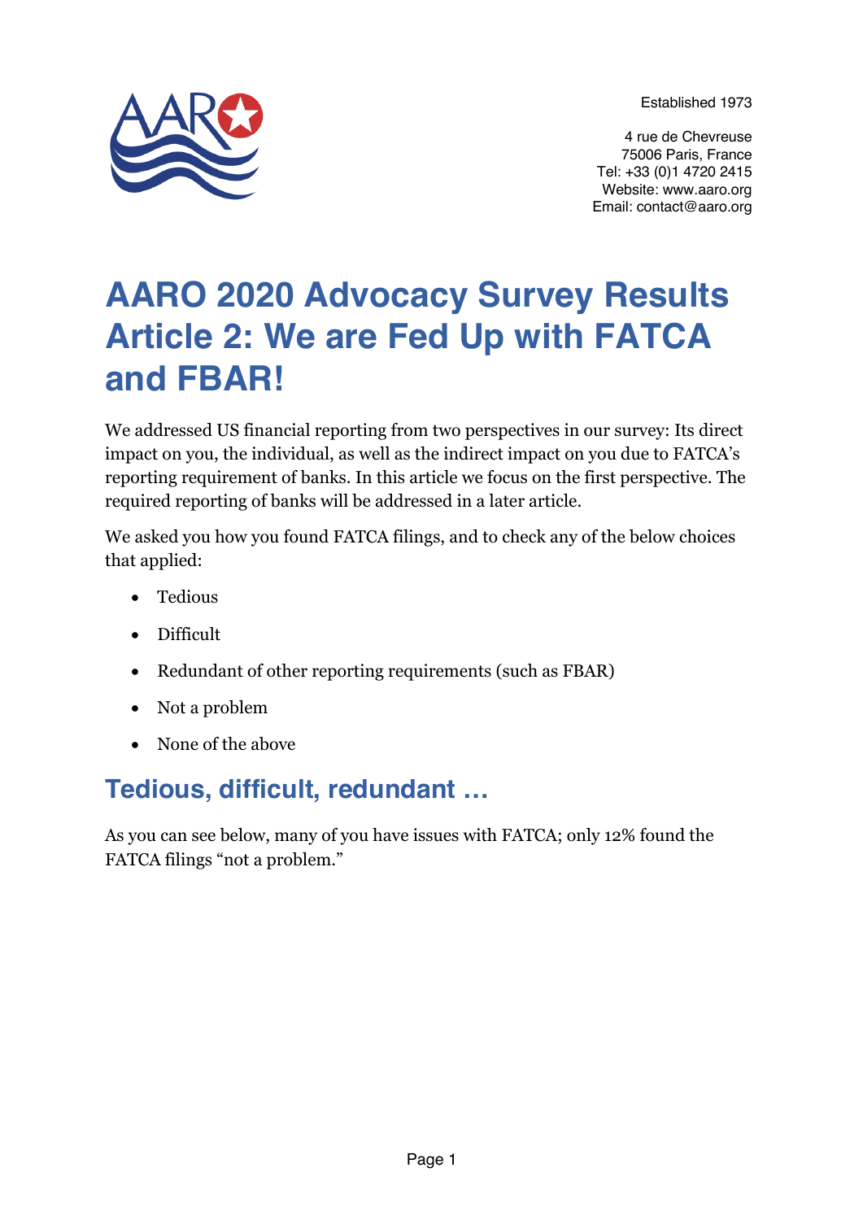Established 1973

4 rue de Chevreuse
75006 Paris, France
Tel: +33 (0)1 4720 2415
Website: www.aaro.org
Email: contact@aaro.org

# AARO 2020 Advocacy Survey Results Article 2: We are Fed Up with FATCA and FBAR!

We addressed US financial reporting from two perspectives in our survey: Its direct impact on you, the individual, as well as the indirect impact on you due to FATCA's reporting requirement of banks. In this article we focus on the first perspective. The required reporting of banks will be addressed in a later article.

We asked you how you found FATCA filings, and to check any of the below choices that applied:

- Tedious
- Difficult
- Redundant of other reporting requirements (such as FBAR)
- Not a problem
- None of the above

## Tedious, difficult, redundant …

As you can see below, many of you have issues with FATCA; only 12% found the FATCA filings "not a problem."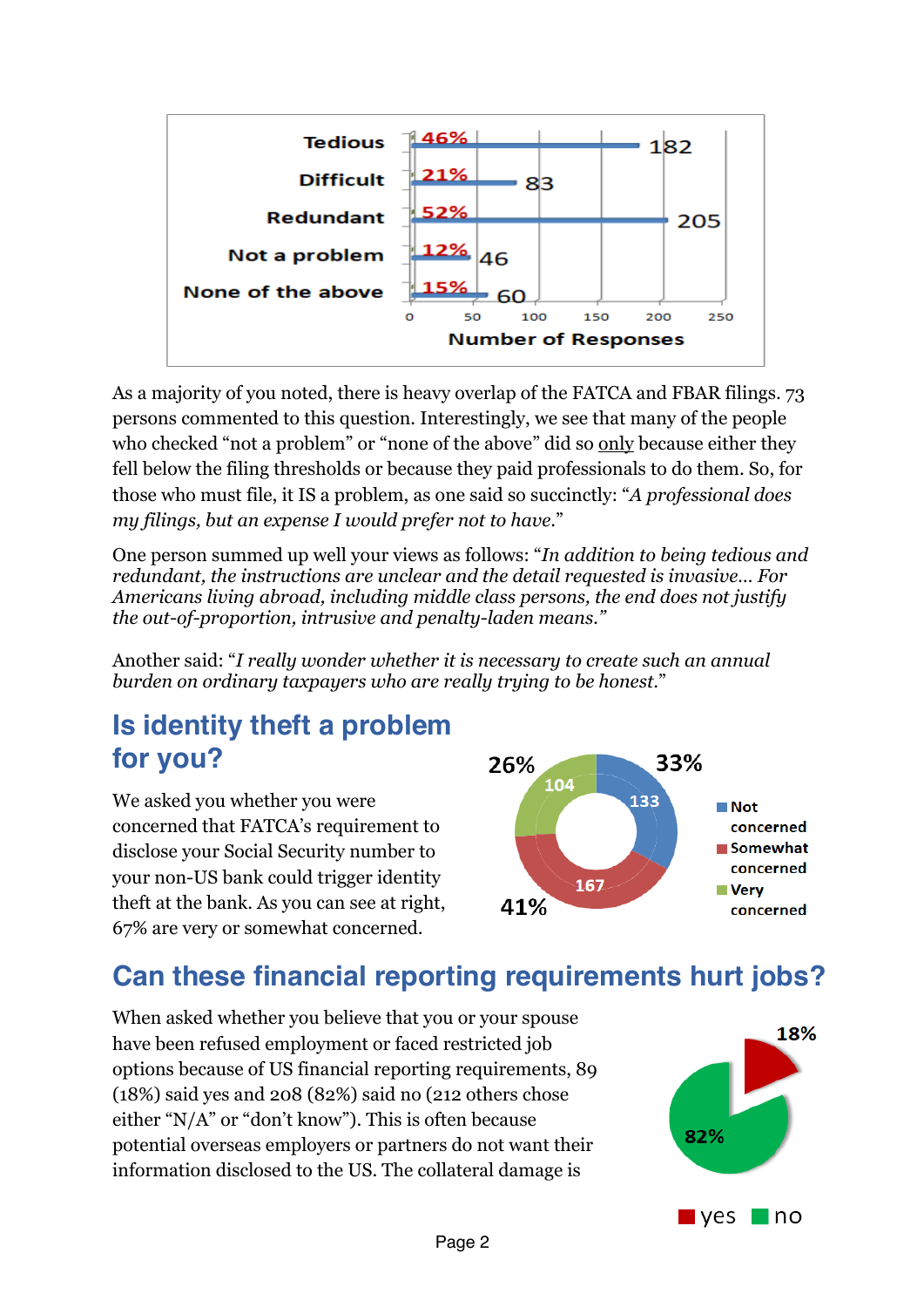| | Number of Responses | % |
|---|---|---|
| Tedious | 182 | 46% |
| Difficult | 83 | 21% |
| Redundant | 205 | 52% |
| Not a problem | 46 | 12% |
| None of the above | 60 | 15% |

As a majority of you noted, there is heavy overlap of the FATCA and FBAR filings. 73 persons commented to this question. Interestingly, we see that many of the people who checked "not a problem" or "none of the above" did so only because either they fell below the filing thresholds or because they paid professionals to do them. So, for those who must file, it IS a problem, as one said so succinctly: "*A professional does my filings, but an expense I would prefer not to have.*"

One person summed up well your views as follows: "*In addition to being tedious and redundant, the instructions are unclear and the detail requested is invasive… For Americans living abroad, including middle class persons, the end does not justify the out-of-proportion, intrusive and penalty-laden means.*"

Another said: "*I really wonder whether it is necessary to create such an annual burden on ordinary taxpayers who are really trying to be honest.*"

## Is identity theft a problem for you?

We asked you whether you were concerned that FATCA's requirement to disclose your Social Security number to your non-US bank could trigger identity theft at the bank. As you can see at right, 67% are very or somewhat concerned.

| | Responses | % |
|---|---|---|
| Not concerned | 133 | 33% |
| Somewhat concerned | 167 | 41% |
| Very concerned | 104 | 26% |

## Can these financial reporting requirements hurt jobs?

When asked whether you believe that you or your spouse have been refused employment or faced restricted job options because of US financial reporting requirements, 89 (18%) said yes and 208 (82%) said no (212 others chose either "N/A" or "don't know"). This is often because potential overseas employers or partners do not want their information disclosed to the US. The collateral damage is

| | % |
|---|---|
| yes | 18% |
| no | 82% |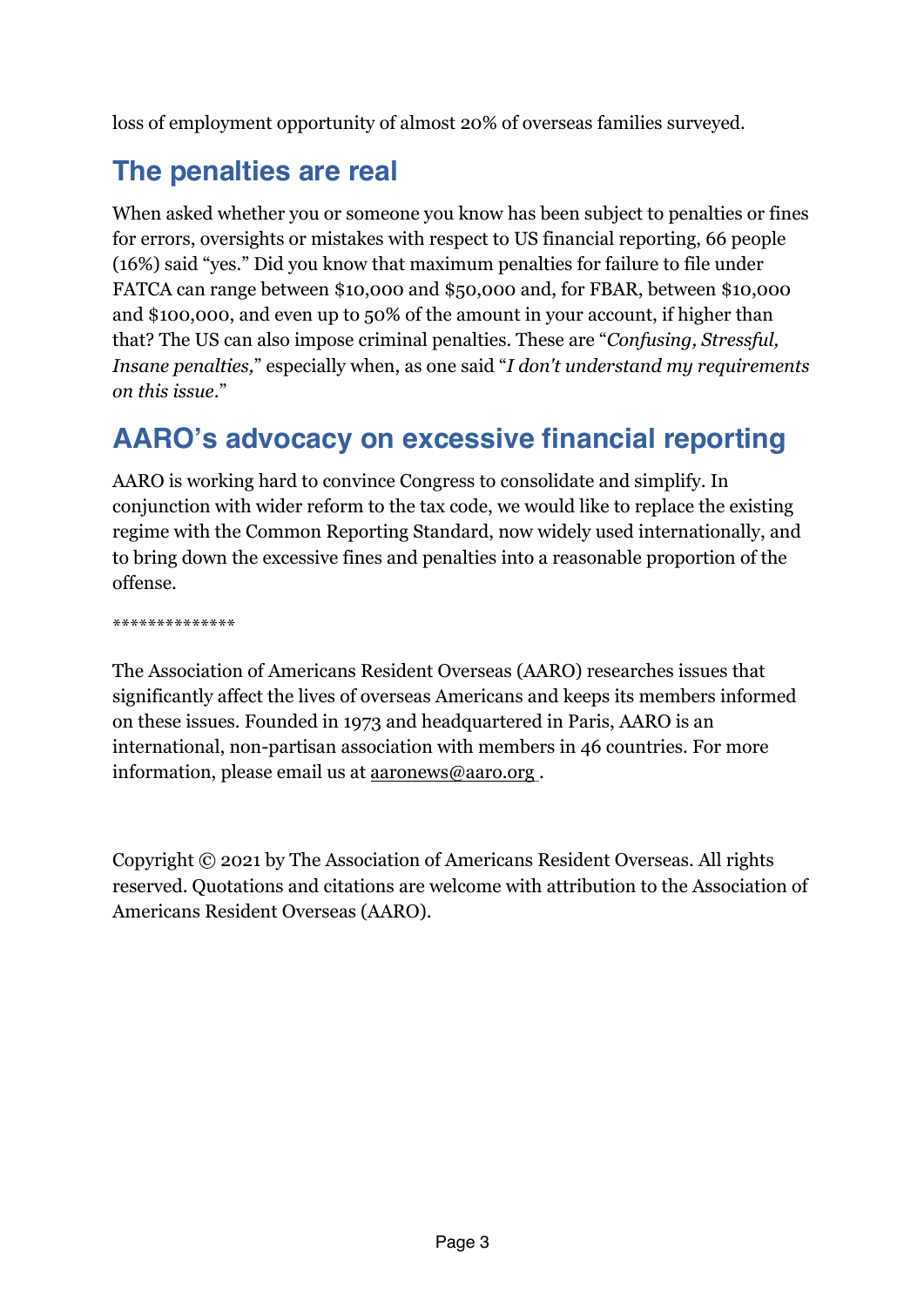loss of employment opportunity of almost 20% of overseas families surveyed.

## The penalties are real

When asked whether you or someone you know has been subject to penalties or fines for errors, oversights or mistakes with respect to US financial reporting, 66 people (16%) said "yes." Did you know that maximum penalties for failure to file under FATCA can range between $10,000 and $50,000 and, for FBAR, between $10,000 and $100,000, and even up to 50% of the amount in your account, if higher than that? The US can also impose criminal penalties. These are "*Confusing, Stressful, Insane penalties,*" especially when, as one said "*I don't understand my requirements on this issue*."

## AARO's advocacy on excessive financial reporting

AARO is working hard to convince Congress to consolidate and simplify. In conjunction with wider reform to the tax code, we would like to replace the existing regime with the Common Reporting Standard, now widely used internationally, and to bring down the excessive fines and penalties into a reasonable proportion of the offense.

**************

The Association of Americans Resident Overseas (AARO) researches issues that significantly affect the lives of overseas Americans and keeps its members informed on these issues. Founded in 1973 and headquartered in Paris, AARO is an international, non-partisan association with members in 46 countries. For more information, please email us at aaronews@aaro.org .

Copyright © 2021 by The Association of Americans Resident Overseas. All rights reserved. Quotations and citations are welcome with attribution to the Association of Americans Resident Overseas (AARO).